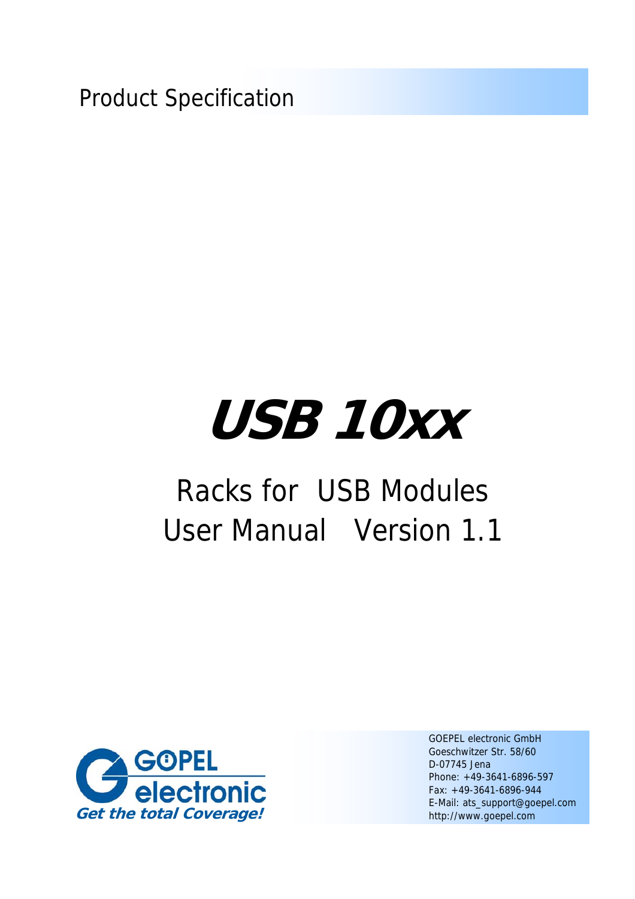Product Specification

# USB 10xx

## Racks for USB Modules
## User Manual Version 1.1

GOPEL electronic
Get the total Coverage!

GOEPEL electronic GmbH
Goeschwitzer Str. 58/60
D-07745 Jena
Phone: +49-3641-6896-597
Fax: +49-3641-6896-944
E-Mail: ats_support@goepel.com
http://www.goepel.com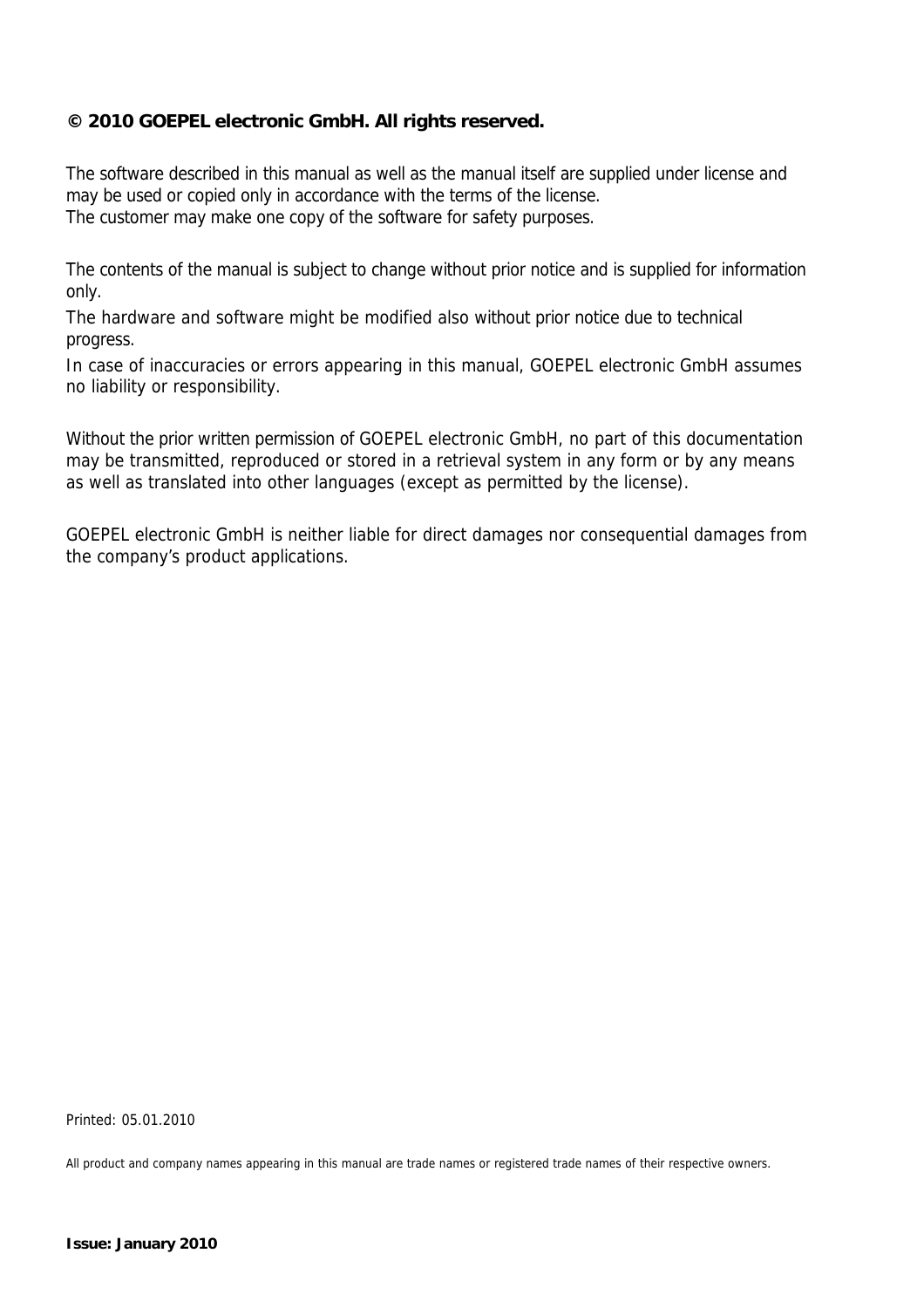**© 2010 GOEPEL electronic GmbH. All rights reserved.**

The software described in this manual as well as the manual itself are supplied under license and may be used or copied only in accordance with the terms of the license.
The customer may make one copy of the software for safety purposes.

The contents of the manual is subject to change without prior notice and is supplied for information only.

The hardware and software might be modified also without prior notice due to technical progress.

In case of inaccuracies or errors appearing in this manual, GOEPEL electronic GmbH assumes no liability or responsibility.

Without the prior written permission of GOEPEL electronic GmbH, no part of this documentation may be transmitted, reproduced or stored in a retrieval system in any form or by any means as well as translated into other languages (except as permitted by the license).

GOEPEL electronic GmbH is neither liable for direct damages nor consequential damages from the company's product applications.

Printed: 05.01.2010

All product and company names appearing in this manual are trade names or registered trade names of their respective owners.

**Issue: January 2010**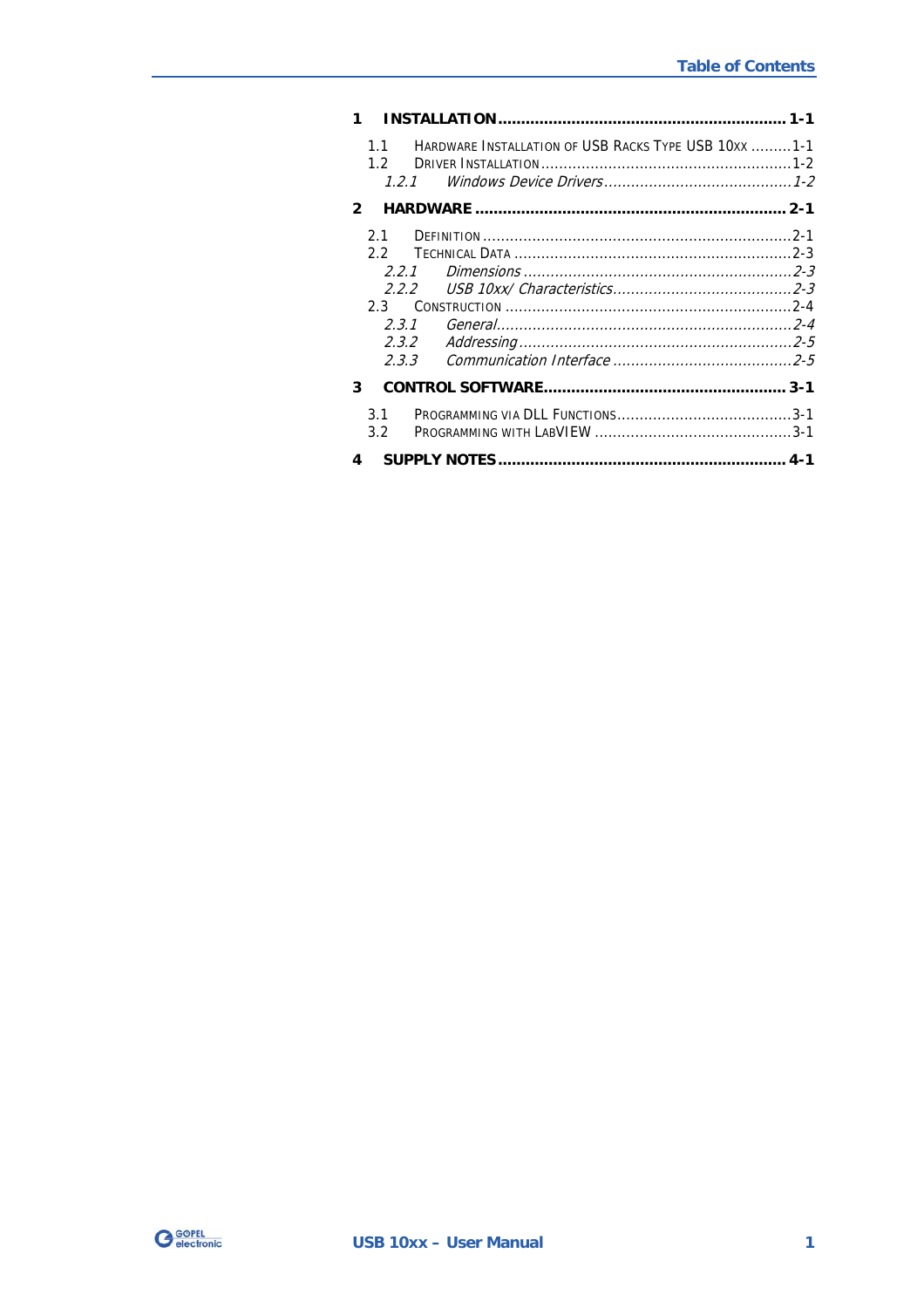# Table of Contents

**1 INSTALLATION ........ 1-1**

- 1.1 Hardware Installation of USB Racks Type USB 10xx ........ 1-1
- 1.2 Driver Installation ........ 1-2
  - *1.2.1 Windows Device Drivers ........ 1-2*

**2 HARDWARE ........ 2-1**

- 2.1 Definition ........ 2-1
- 2.2 Technical Data ........ 2-3
  - *2.2.1 Dimensions ........ 2-3*
  - *2.2.2 USB 10xx/ Characteristics ........ 2-3*
- 2.3 Construction ........ 2-4
  - *2.3.1 General ........ 2-4*
  - *2.3.2 Addressing ........ 2-5*
  - *2.3.3 Communication Interface ........ 2-5*

**3 CONTROL SOFTWARE ........ 3-1**

- 3.1 Programming via DLL Functions ........ 3-1
- 3.2 Programming with LabVIEW ........ 3-1

**4 SUPPLY NOTES ........ 4-1**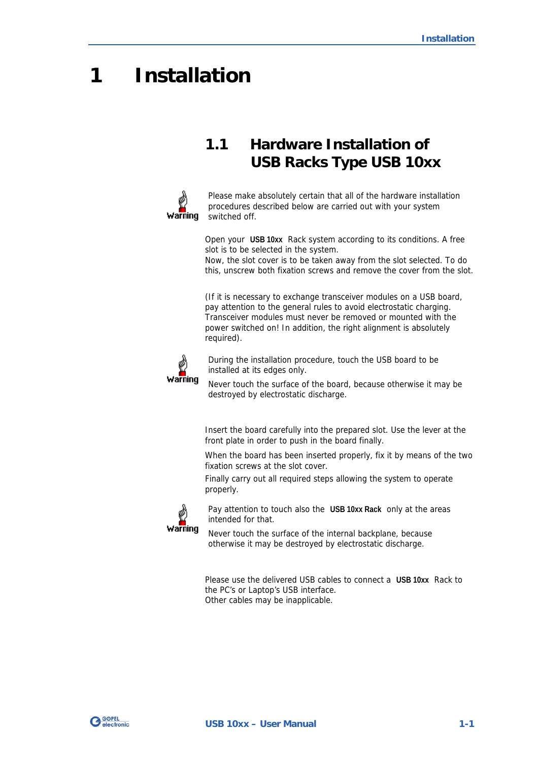# 1 Installation

## 1.1 Hardware Installation of USB Racks Type USB 10xx

**Warning**

Please make absolutely certain that all of the hardware installation procedures described below are carried out with your system switched off.

Open your **USB 10xx** Rack system according to its conditions. A free slot is to be selected in the system.
Now, the slot cover is to be taken away from the slot selected. To do this, unscrew both fixation screws and remove the cover from the slot.

(If it is necessary to exchange transceiver modules on a USB board, pay attention to the general rules to avoid electrostatic charging. Transceiver modules must never be removed or mounted with the power switched on! In addition, the right alignment is absolutely required).

**Warning**

During the installation procedure, touch the USB board to be installed at its edges only.

Never touch the surface of the board, because otherwise it may be destroyed by electrostatic discharge.

Insert the board carefully into the prepared slot. Use the lever at the front plate in order to push in the board finally.

When the board has been inserted properly, fix it by means of the two fixation screws at the slot cover.

Finally carry out all required steps allowing the system to operate properly.

**Warning**

Pay attention to touch also the **USB 10xx Rack** only at the areas intended for that.

Never touch the surface of the internal backplane, because otherwise it may be destroyed by electrostatic discharge.

Please use the delivered USB cables to connect a **USB 10xx** Rack to the PC's or Laptop's USB interface.
Other cables may be inapplicable.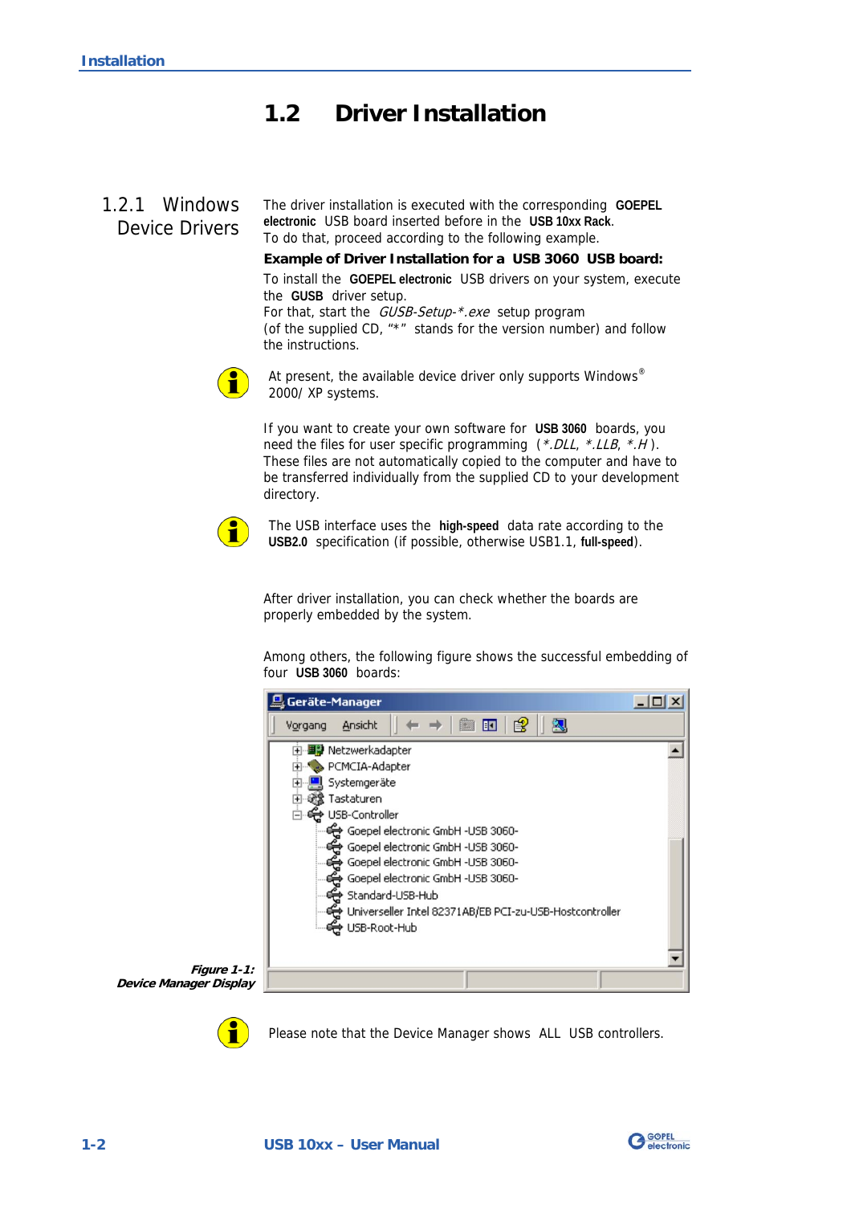## 1.2 Driver Installation

### 1.2.1 Windows Device Drivers

The driver installation is executed with the corresponding **GOEPEL electronic** USB board inserted before in the **USB 10xx Rack**.
To do that, proceed according to the following example.

**Example of Driver Installation for a USB 3060 USB board:**

To install the **GOEPEL electronic** USB drivers on your system, execute the **GUSB** driver setup.
For that, start the *GUSB-Setup-*.exe* setup program (of the supplied CD, "*" stands for the version number) and follow the instructions.

At present, the available device driver only supports Windows® 2000/ XP systems.

If you want to create your own software for **USB 3060** boards, you need the files for user specific programming (*.DLL*, *.LLB*, *.H*). These files are not automatically copied to the computer and have to be transferred individually from the supplied CD to your development directory.

The USB interface uses the **high-speed** data rate according to the **USB2.0** specification (if possible, otherwise USB1.1, **full-speed**).

After driver installation, you can check whether the boards are properly embedded by the system.

Among others, the following figure shows the successful embedding of four **USB 3060** boards:

***Figure 1-1: Device Manager Display***

Please note that the Device Manager shows ALL USB controllers.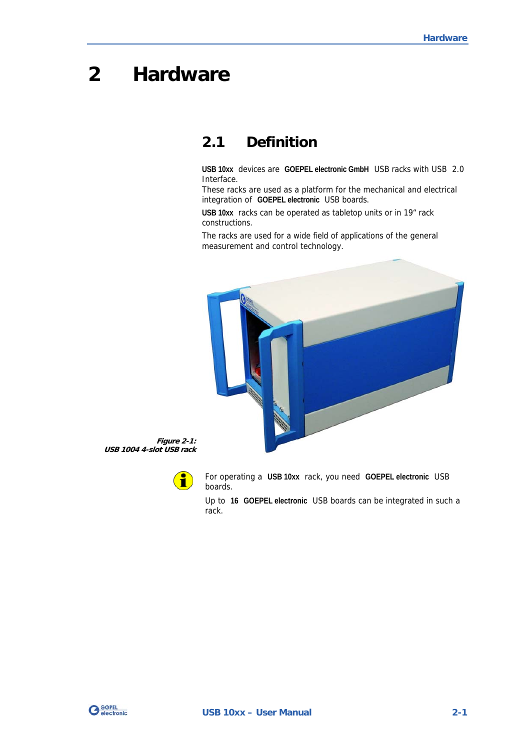# 2 Hardware

## 2.1 Definition

**USB 10xx** devices are **GOEPEL electronic GmbH** USB racks with USB 2.0 Interface.

These racks are used as a platform for the mechanical and electrical integration of **GOEPEL electronic** USB boards.

**USB 10xx** racks can be operated as tabletop units or in 19" rack constructions.

The racks are used for a wide field of applications of the general measurement and control technology.

***Figure 2-1: USB 1004 4-slot USB rack***

For operating a **USB 10xx** rack, you need **GOEPEL electronic** USB boards.

Up to **16** **GOEPEL electronic** USB boards can be integrated in such a rack.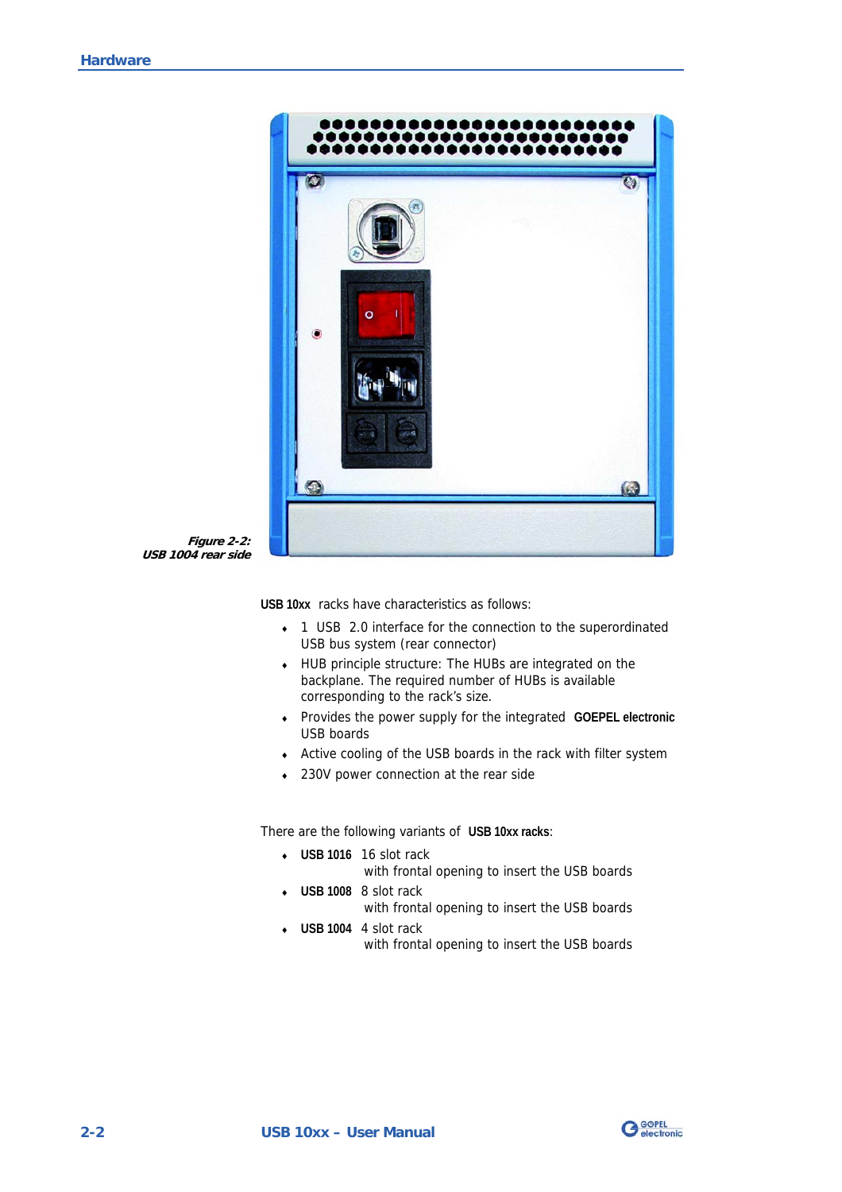*Figure 2-2:*
*USB 1004 rear side*

**USB 10xx** racks have characteristics as follows:

- 1 USB 2.0 interface for the connection to the superordinated USB bus system (rear connector)
- HUB principle structure: The HUBs are integrated on the backplane. The required number of HUBs is available corresponding to the rack's size.
- Provides the power supply for the integrated **GOEPEL electronic** USB boards
- Active cooling of the USB boards in the rack with filter system
- 230V power connection at the rear side

There are the following variants of **USB 10xx racks**:

- **USB 1016** 16 slot rack
  with frontal opening to insert the USB boards
- **USB 1008** 8 slot rack
  with frontal opening to insert the USB boards
- **USB 1004** 4 slot rack
  with frontal opening to insert the USB boards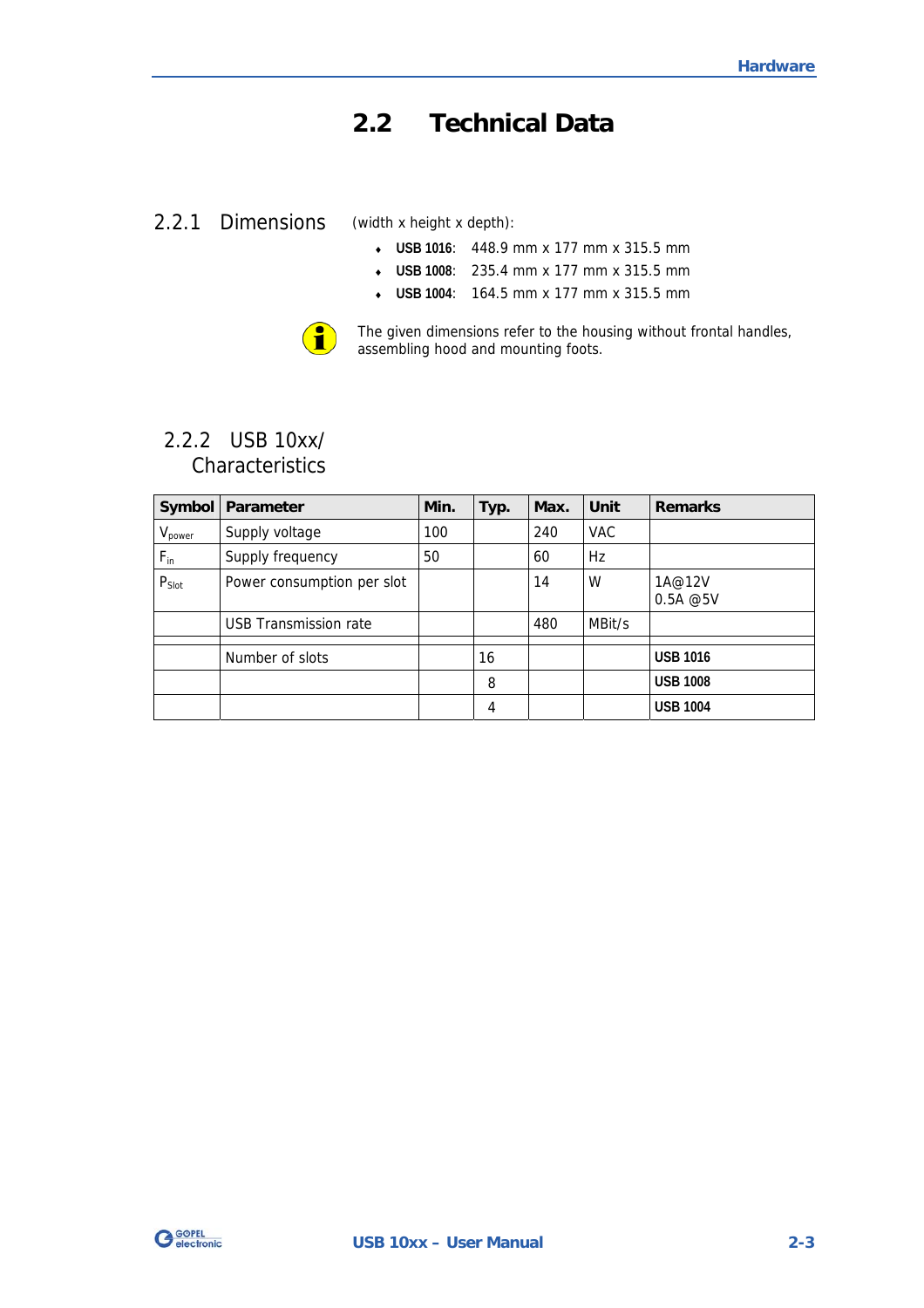## 2.2 Technical Data

### 2.2.1 Dimensions

(width x height x depth):

- **USB 1016**: 448.9 mm x 177 mm x 315.5 mm
- **USB 1008**: 235.4 mm x 177 mm x 315.5 mm
- **USB 1004**: 164.5 mm x 177 mm x 315.5 mm

The given dimensions refer to the housing without frontal handles, assembling hood and mounting foots.

### 2.2.2 USB 10xx/ Characteristics

| Symbol | Parameter | Min. | Typ. | Max. | Unit | Remarks |
|---|---|---|---|---|---|---|
| $V_{power}$ | Supply voltage | 100 | | 240 | VAC | |
| $F_{in}$ | Supply frequency | 50 | | 60 | Hz | |
| $P_{Slot}$ | Power consumption per slot | | | 14 | W | 1A@12V<br>0.5A @5V |
| | USB Transmission rate | | | 480 | MBit/s | |
| | | | | | | |
| | Number of slots | | 16 | | | **USB 1016** |
| | | | 8 | | | **USB 1008** |
| | | | 4 | | | **USB 1004** |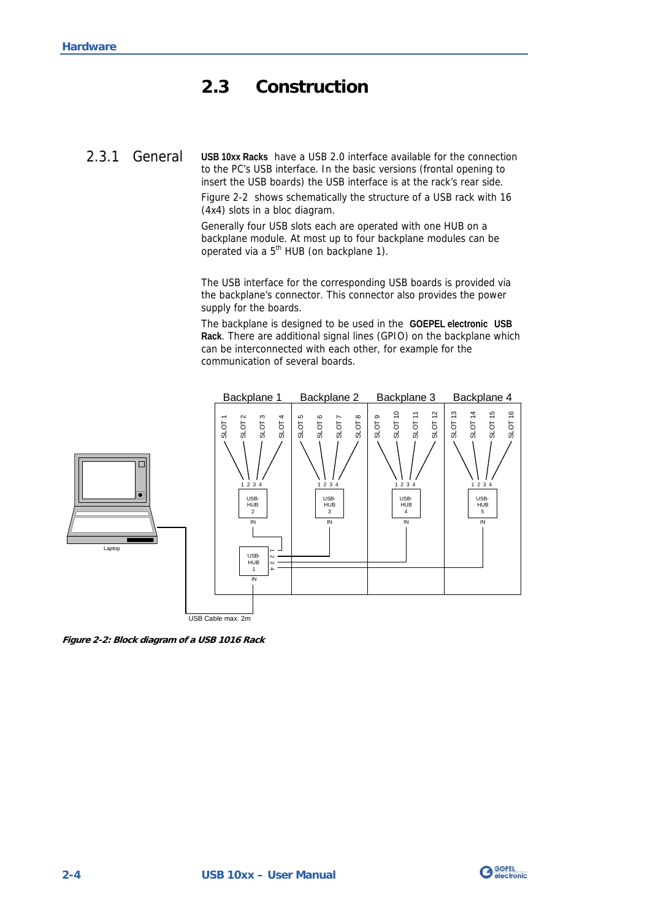## 2.3 Construction

### 2.3.1 General

**USB 10xx Racks** have a USB 2.0 interface available for the connection to the PC's USB interface. In the basic versions (frontal opening to insert the USB boards) the USB interface is at the rack's rear side.

Figure 2-2 shows schematically the structure of a USB rack with 16 (4x4) slots in a bloc diagram.

Generally four USB slots each are operated with one HUB on a backplane module. At most up to four backplane modules can be operated via a 5th HUB (on backplane 1).

The USB interface for the corresponding USB boards is provided via the backplane's connector. This connector also provides the power supply for the boards.

The backplane is designed to be used in the **GOEPEL electronic USB Rack**. There are additional signal lines (GPIO) on the backplane which can be interconnected with each other, for example for the communication of several boards.

*Figure 2-2: Block diagram of a USB 1016 Rack*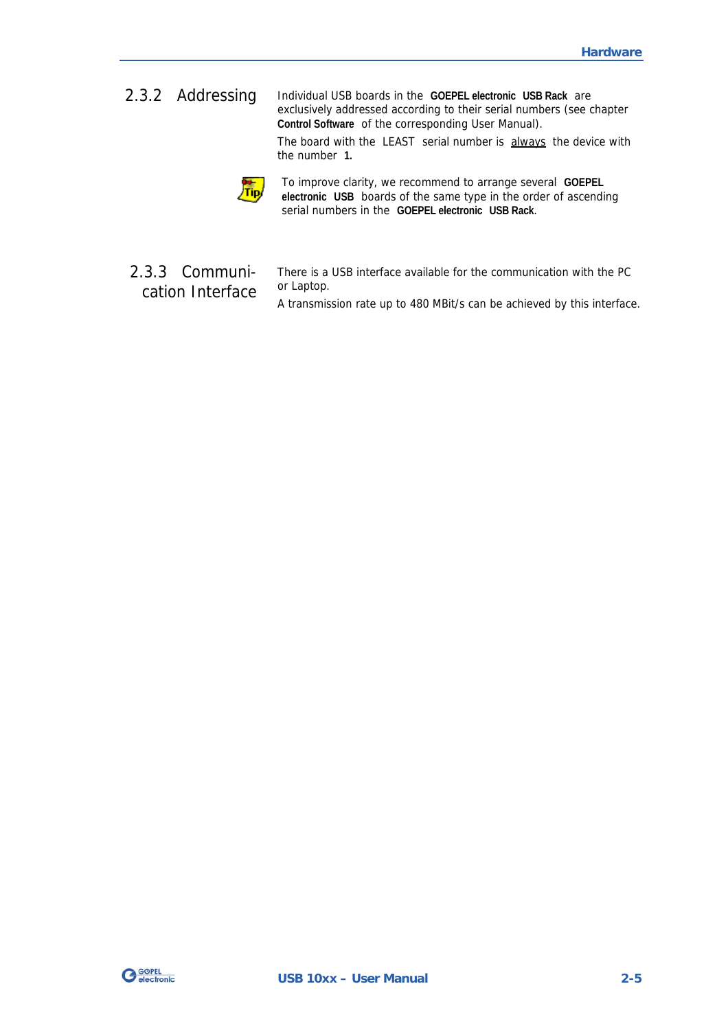### 2.3.2 Addressing

Individual USB boards in the **GOEPEL electronic USB Rack** are exclusively addressed according to their serial numbers (see chapter **Control Software** of the corresponding User Manual).

The board with the LEAST serial number is <u>always</u> the device with the number **1.**

Tip: To improve clarity, we recommend to arrange several **GOEPEL electronic USB** boards of the same type in the order of ascending serial numbers in the **GOEPEL electronic USB Rack**.

### 2.3.3 Communication Interface

There is a USB interface available for the communication with the PC or Laptop.

A transmission rate up to 480 MBit/s can be achieved by this interface.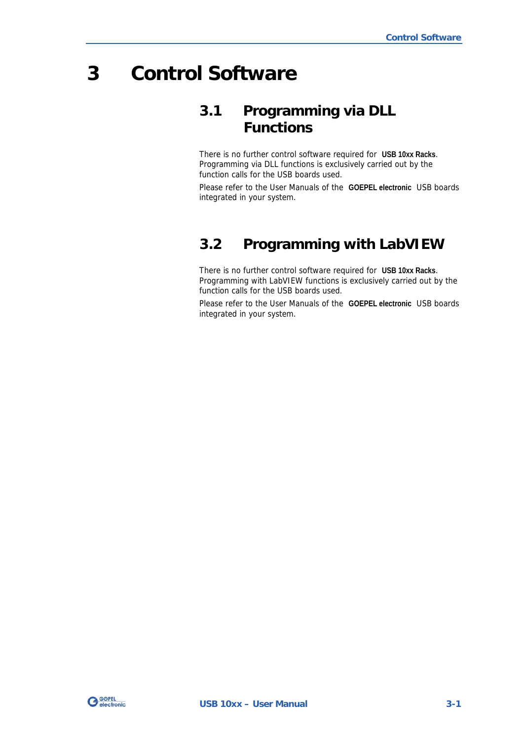# 3 Control Software

## 3.1 Programming via DLL Functions

There is no further control software required for **USB 10xx Racks**. Programming via DLL functions is exclusively carried out by the function calls for the USB boards used.

Please refer to the User Manuals of the **GOEPEL electronic** USB boards integrated in your system.

## 3.2 Programming with LabVIEW

There is no further control software required for **USB 10xx Racks**. Programming with LabVIEW functions is exclusively carried out by the function calls for the USB boards used.

Please refer to the User Manuals of the **GOEPEL electronic** USB boards integrated in your system.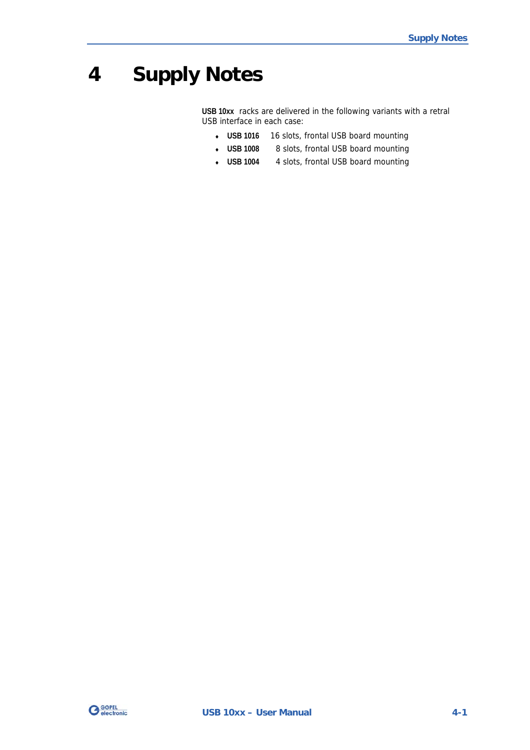# 4 Supply Notes

**USB 10xx** racks are delivered in the following variants with a retral USB interface in each case:

- **USB 1016** 16 slots, frontal USB board mounting
- **USB 1008** 8 slots, frontal USB board mounting
- **USB 1004** 4 slots, frontal USB board mounting